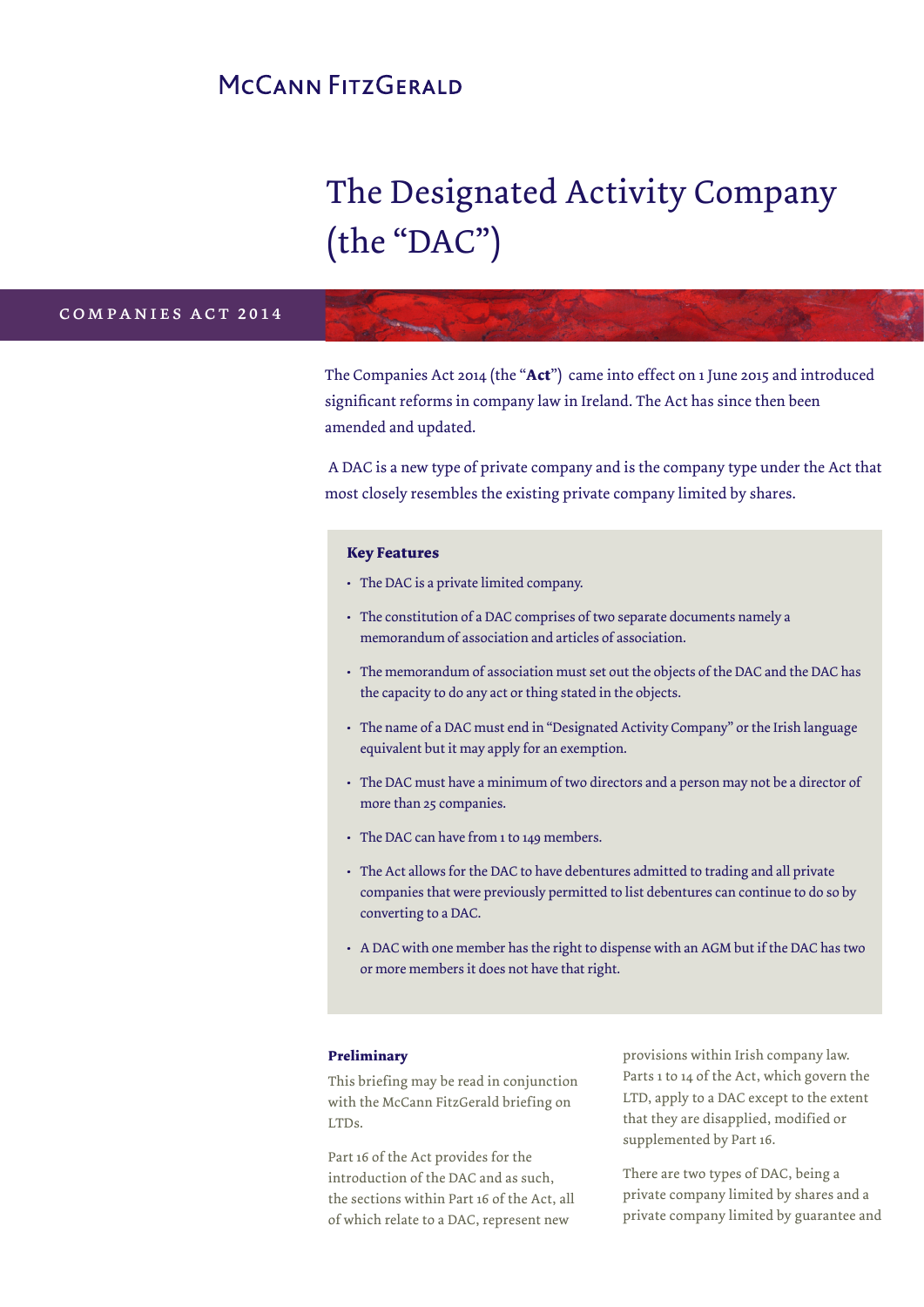McCann FitzGerald

# The Designated Activity Company (the "DAC")

COMPANIES ACT 2014

The Companies Act 2014 (the "**Act**") came into effect on 1 June 2015 and introduced significant reforms in company law in Ireland. The Act has since then been amended and updated.

A DAC is a new type of private company and is the company type under the Act that most closely resembles the existing private company limited by shares.

**Key Features**

- The DAC is a private limited company.
- The constitution of a DAC comprises of two separate documents namely a memorandum of association and articles of association.
- The memorandum of association must set out the objects of the DAC and the DAC has the capacity to do any act or thing stated in the objects.
- The name of a DAC must end in "Designated Activity Company" or the Irish language equivalent but it may apply for an exemption.
- The DAC must have a minimum of two directors and a person may not be a director of more than 25 companies.
- The DAC can have from 1 to 149 members.
- The Act allows for the DAC to have debentures admitted to trading and all private companies that were previously permitted to list debentures can continue to do so by converting to a DAC.
- A DAC with one member has the right to dispense with an AGM but if the DAC has two or more members it does not have that right.

**Preliminary**

This briefing may be read in conjunction with the McCann FitzGerald briefing on LTDs.

Part 16 of the Act provides for the introduction of the DAC and as such, the sections within Part 16 of the Act, all of which relate to a DAC, represent new provisions within Irish company law. Parts 1 to 14 of the Act, which govern the LTD, apply to a DAC except to the extent that they are disapplied, modified or supplemented by Part 16.

There are two types of DAC, being a private company limited by shares and a private company limited by guarantee and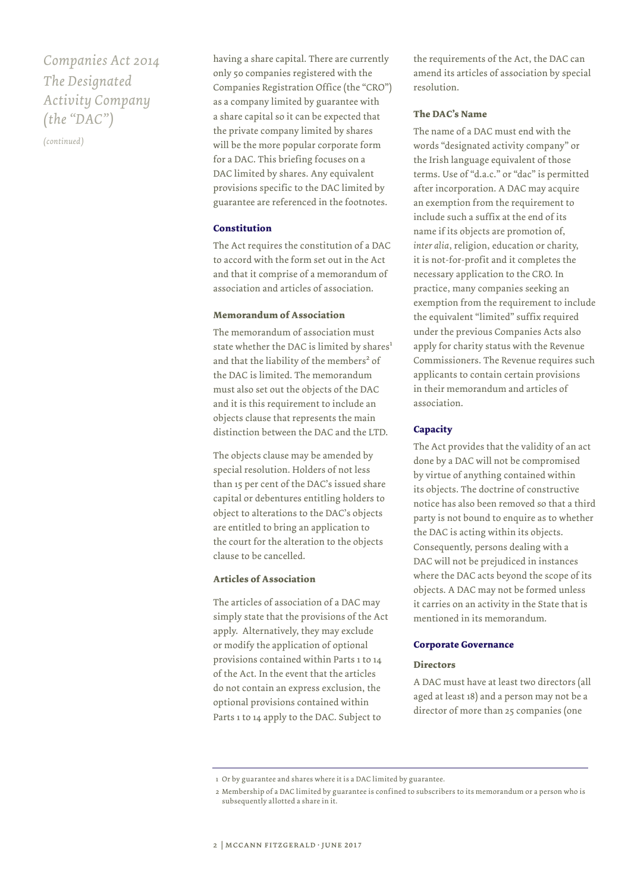having a share capital. There are currently only 50 companies registered with the Companies Registration Office (the "CRO") as a company limited by guarantee with a share capital so it can be expected that the private company limited by shares will be the more popular corporate form for a DAC. This briefing focuses on a DAC limited by shares. Any equivalent provisions specific to the DAC limited by guarantee are referenced in the footnotes.

### Constitution

The Act requires the constitution of a DAC to accord with the form set out in the Act and that it comprise of a memorandum of association and articles of association.

### Memorandum of Association

The memorandum of association must state whether the DAC is limited by shares[1] and that the liability of the members[2] of the DAC is limited. The memorandum must also set out the objects of the DAC and it is this requirement to include an objects clause that represents the main distinction between the DAC and the LTD.

The objects clause may be amended by special resolution. Holders of not less than 15 per cent of the DAC's issued share capital or debentures entitling holders to object to alterations to the DAC's objects are entitled to bring an application to the court for the alteration to the objects clause to be cancelled.

### Articles of Association

The articles of association of a DAC may simply state that the provisions of the Act apply. Alternatively, they may exclude or modify the application of optional provisions contained within Parts 1 to 14 of the Act. In the event that the articles do not contain an express exclusion, the optional provisions contained within Parts 1 to 14 apply to the DAC. Subject to the requirements of the Act, the DAC can amend its articles of association by special resolution.

### The DAC's Name

The name of a DAC must end with the words "designated activity company" or the Irish language equivalent of those terms. Use of "d.a.c." or "dac" is permitted after incorporation. A DAC may acquire an exemption from the requirement to include such a suffix at the end of its name if its objects are promotion of, *inter alia*, religion, education or charity, it is not-for-profit and it completes the necessary application to the CRO. In practice, many companies seeking an exemption from the requirement to include the equivalent "limited" suffix required under the previous Companies Acts also apply for charity status with the Revenue Commissioners. The Revenue requires such applicants to contain certain provisions in their memorandum and articles of association.

### Capacity

The Act provides that the validity of an act done by a DAC will not be compromised by virtue of anything contained within its objects. The doctrine of constructive notice has also been removed so that a third party is not bound to enquire as to whether the DAC is acting within its objects. Consequently, persons dealing with a DAC will not be prejudiced in instances where the DAC acts beyond the scope of its objects. A DAC may not be formed unless it carries on an activity in the State that is mentioned in its memorandum.

### Corporate Governance

#### Directors

A DAC must have at least two directors (all aged at least 18) and a person may not be a director of more than 25 companies (one

---

[1] Or by guarantee and shares where it is a DAC limited by guarantee.

[2] Membership of a DAC limited by guarantee is confined to subscribers to its memorandum or a person who is subsequently allotted a share in it.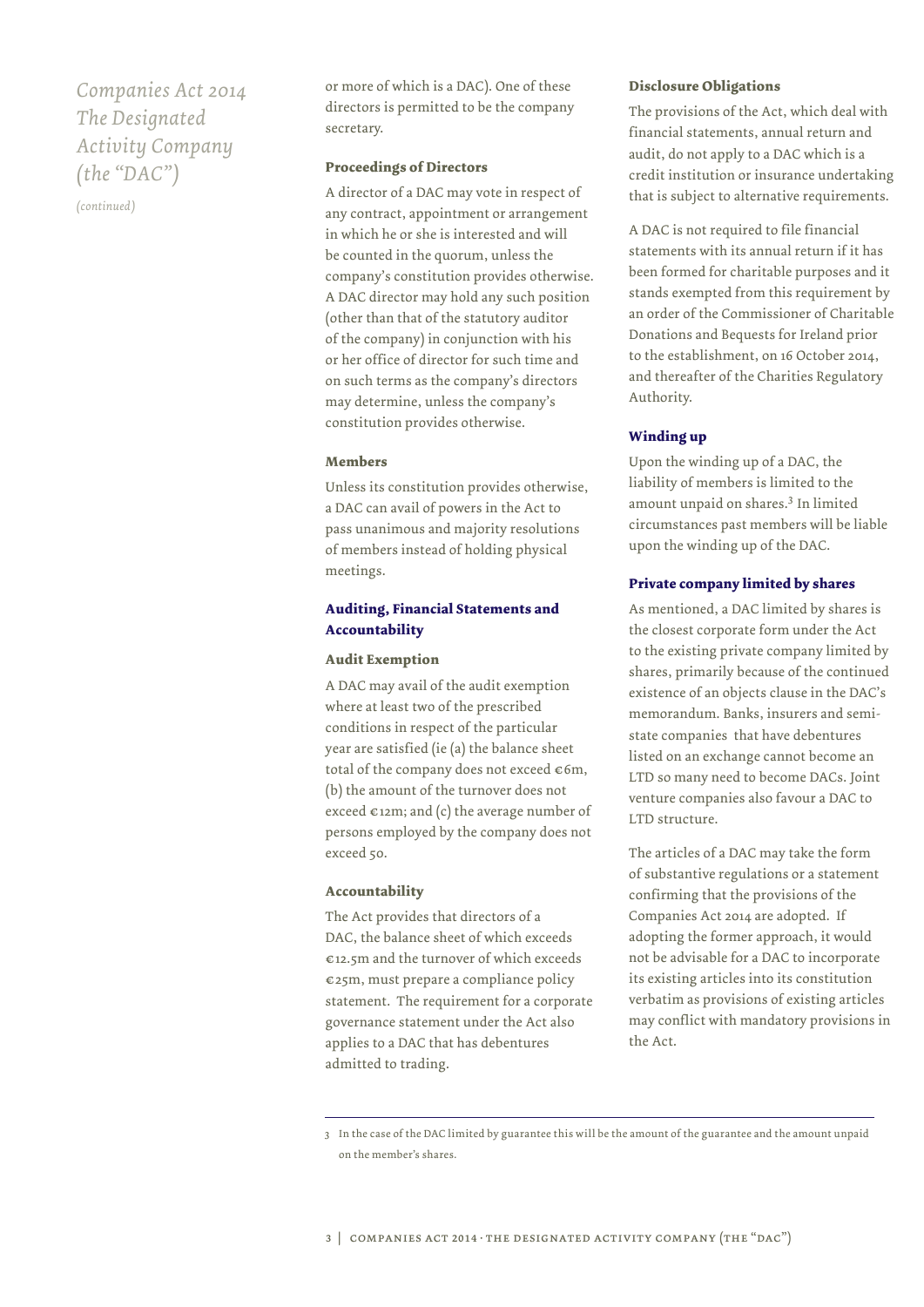*Companies Act 2014 The Designated Activity Company (the "DAC")*

*(continued)*

or more of which is a DAC). One of these directors is permitted to be the company secretary.

**Proceedings of Directors**

A director of a DAC may vote in respect of any contract, appointment or arrangement in which he or she is interested and will be counted in the quorum, unless the company's constitution provides otherwise. A DAC director may hold any such position (other than that of the statutory auditor of the company) in conjunction with his or her office of director for such time and on such terms as the company's directors may determine, unless the company's constitution provides otherwise.

**Members**

Unless its constitution provides otherwise, a DAC can avail of powers in the Act to pass unanimous and majority resolutions of members instead of holding physical meetings.

## Auditing, Financial Statements and Accountability

**Audit Exemption**

A DAC may avail of the audit exemption where at least two of the prescribed conditions in respect of the particular year are satisfied (ie (a) the balance sheet total of the company does not exceed €6m, (b) the amount of the turnover does not exceed €12m; and (c) the average number of persons employed by the company does not exceed 50.

**Accountability**

The Act provides that directors of a DAC, the balance sheet of which exceeds €12.5m and the turnover of which exceeds €25m, must prepare a compliance policy statement. The requirement for a corporate governance statement under the Act also applies to a DAC that has debentures admitted to trading.

**Disclosure Obligations**

The provisions of the Act, which deal with financial statements, annual return and audit, do not apply to a DAC which is a credit institution or insurance undertaking that is subject to alternative requirements.

A DAC is not required to file financial statements with its annual return if it has been formed for charitable purposes and it stands exempted from this requirement by an order of the Commissioner of Charitable Donations and Bequests for Ireland prior to the establishment, on 16 October 2014, and thereafter of the Charities Regulatory Authority.

## Winding up

Upon the winding up of a DAC, the liability of members is limited to the amount unpaid on shares.[3] In limited circumstances past members will be liable upon the winding up of the DAC.

## Private company limited by shares

As mentioned, a DAC limited by shares is the closest corporate form under the Act to the existing private company limited by shares, primarily because of the continued existence of an objects clause in the DAC's memorandum. Banks, insurers and semi-state companies that have debentures listed on an exchange cannot become an LTD so many need to become DACs. Joint venture companies also favour a DAC to LTD structure.

The articles of a DAC may take the form of substantive regulations or a statement confirming that the provisions of the Companies Act 2014 are adopted. If adopting the former approach, it would not be advisable for a DAC to incorporate its existing articles into its constitution verbatim as provisions of existing articles may conflict with mandatory provisions in the Act.

---

3 In the case of the DAC limited by guarantee this will be the amount of the guarantee and the amount unpaid on the member's shares.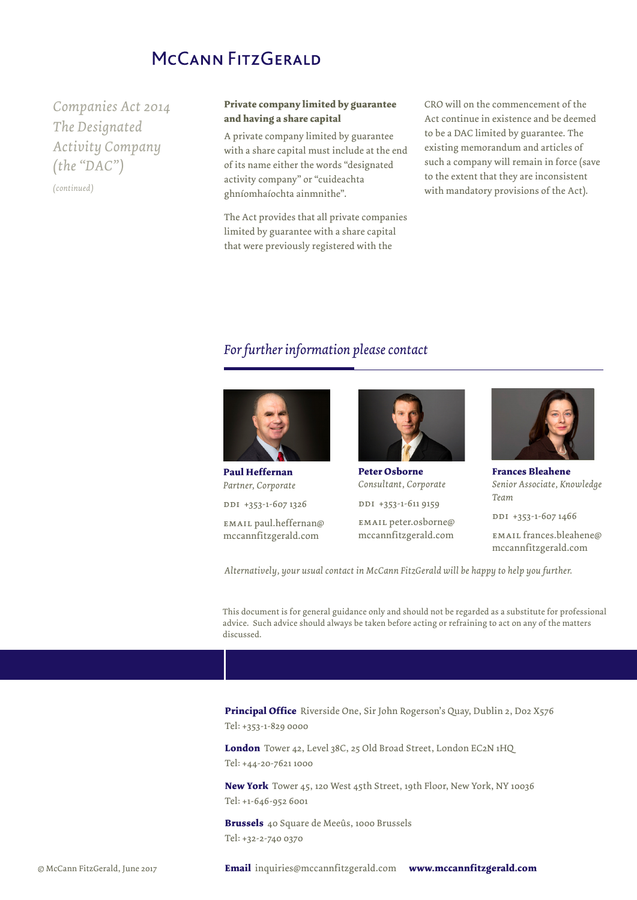# McCann FitzGerald

*Companies Act 2014 The Designated Activity Company (the "DAC")*

*(continued)*

**Private company limited by guarantee and having a share capital**

A private company limited by guarantee with a share capital must include at the end of its name either the words "designated activity company" or "cuideachta ghníomhaíochta ainmnithe".

The Act provides that all private companies limited by guarantee with a share capital that were previously registered with the CRO will on the commencement of the Act continue in existence and be deemed to be a DAC limited by guarantee. The existing memorandum and articles of such a company will remain in force (save to the extent that they are inconsistent with mandatory provisions of the Act).

## *For further information please contact*

**Paul Heffernan**
*Partner, Corporate*

DDI +353-1-607 1326

EMAIL paul.heffernan@mccannfitzgerald.com

**Peter Osborne**
*Consultant, Corporate*

DDI +353-1-611 9159

EMAIL peter.osborne@mccannfitzgerald.com

**Frances Bleahene**
*Senior Associate, Knowledge Team*

DDI +353-1-607 1466

EMAIL frances.bleahene@mccannfitzgerald.com

*Alternatively, your usual contact in McCann FitzGerald will be happy to help you further.*

This document is for general guidance only and should not be regarded as a substitute for professional advice. Such advice should always be taken before acting or refraining to act on any of the matters discussed.

**Principal Office** Riverside One, Sir John Rogerson's Quay, Dublin 2, D02 X576
Tel: +353-1-829 0000

**London** Tower 42, Level 38C, 25 Old Broad Street, London EC2N 1HQ
Tel: +44-20-7621 1000

**New York** Tower 45, 120 West 45th Street, 19th Floor, New York, NY 10036
Tel: +1-646-952 6001

**Brussels** 40 Square de Meeûs, 1000 Brussels
Tel: +32-2-740 0370

© McCann FitzGerald, June 2017

**Email** inquiries@mccannfitzgerald.com **www.mccannfitzgerald.com**